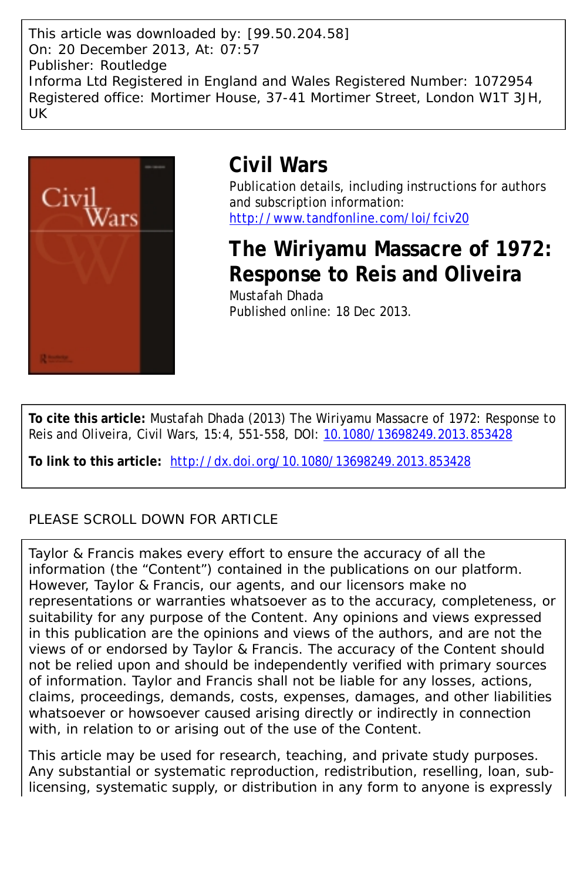This article was downloaded by: [99.50.204.58]
On: 20 December 2013, At: 07:57
Publisher: Routledge
Informa Ltd Registered in England and Wales Registered Number: 1072954
Registered office: Mortimer House, 37-41 Mortimer Street, London W1T 3JH, UK

# Civil Wars

Publication details, including instructions for authors and subscription information:
http://www.tandfonline.com/loi/fciv20

## The Wiriyamu Massacre of 1972: Response to Reis and Oliveira

Mustafah Dhada

Published online: 18 Dec 2013.

**To cite this article:** Mustafah Dhada (2013) The Wiriyamu Massacre of 1972: Response to Reis and Oliveira, Civil Wars, 15:4, 551-558, DOI: 10.1080/13698249.2013.853428

**To link to this article:** http://dx.doi.org/10.1080/13698249.2013.853428

PLEASE SCROLL DOWN FOR ARTICLE

Taylor & Francis makes every effort to ensure the accuracy of all the information (the "Content") contained in the publications on our platform. However, Taylor & Francis, our agents, and our licensors make no representations or warranties whatsoever as to the accuracy, completeness, or suitability for any purpose of the Content. Any opinions and views expressed in this publication are the opinions and views of the authors, and are not the views of or endorsed by Taylor & Francis. The accuracy of the Content should not be relied upon and should be independently verified with primary sources of information. Taylor and Francis shall not be liable for any losses, actions, claims, proceedings, demands, costs, expenses, damages, and other liabilities whatsoever or howsoever caused arising directly or indirectly in connection with, in relation to or arising out of the use of the Content.

This article may be used for research, teaching, and private study purposes. Any substantial or systematic reproduction, redistribution, reselling, loan, sub-licensing, systematic supply, or distribution in any form to anyone is expressly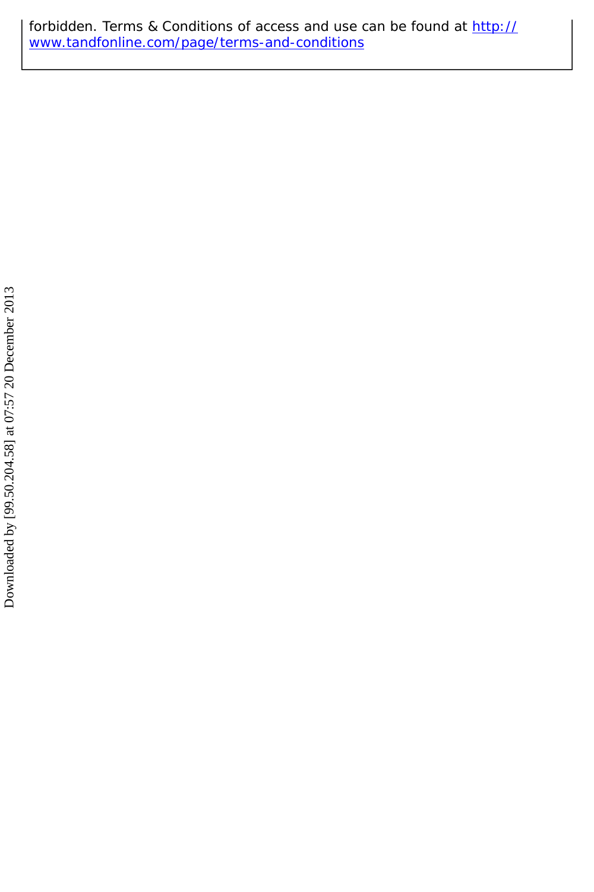forbidden. Terms & Conditions of access and use can be found at http://www.tandfonline.com/page/terms-and-conditions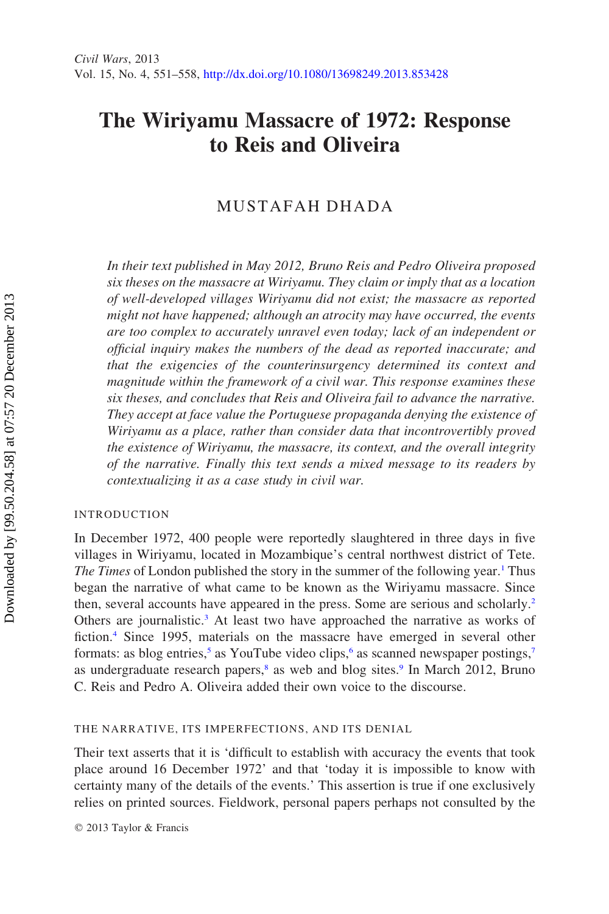# The Wiriyamu Massacre of 1972: Response to Reis and Oliveira

MUSTAFAH DHADA

*In their text published in May 2012, Bruno Reis and Pedro Oliveira proposed six theses on the massacre at Wiriyamu. They claim or imply that as a location of well-developed villages Wiriyamu did not exist; the massacre as reported might not have happened; although an atrocity may have occurred, the events are too complex to accurately unravel even today; lack of an independent or official inquiry makes the numbers of the dead as reported inaccurate; and that the exigencies of the counterinsurgency determined its context and magnitude within the framework of a civil war. This response examines these six theses, and concludes that Reis and Oliveira fail to advance the narrative. They accept at face value the Portuguese propaganda denying the existence of Wiriyamu as a place, rather than consider data that incontrovertibly proved the existence of Wiriyamu, the massacre, its context, and the overall integrity of the narrative. Finally this text sends a mixed message to its readers by contextualizing it as a case study in civil war.*

## INTRODUCTION

In December 1972, 400 people were reportedly slaughtered in three days in five villages in Wiriyamu, located in Mozambique's central northwest district of Tete. *The Times* of London published the story in the summer of the following year.[1] Thus began the narrative of what came to be known as the Wiriyamu massacre. Since then, several accounts have appeared in the press. Some are serious and scholarly.[2] Others are journalistic.[3] At least two have approached the narrative as works of fiction.[4] Since 1995, materials on the massacre have emerged in several other formats: as blog entries,[5] as YouTube video clips,[6] as scanned newspaper postings,[7] as undergraduate research papers,[8] as web and blog sites.[9] In March 2012, Bruno C. Reis and Pedro A. Oliveira added their own voice to the discourse.

## THE NARRATIVE, ITS IMPERFECTIONS, AND ITS DENIAL

Their text asserts that it is 'difficult to establish with accuracy the events that took place around 16 December 1972' and that 'today it is impossible to know with certainty many of the details of the events.' This assertion is true if one exclusively relies on printed sources. Fieldwork, personal papers perhaps not consulted by the

© 2013 Taylor & Francis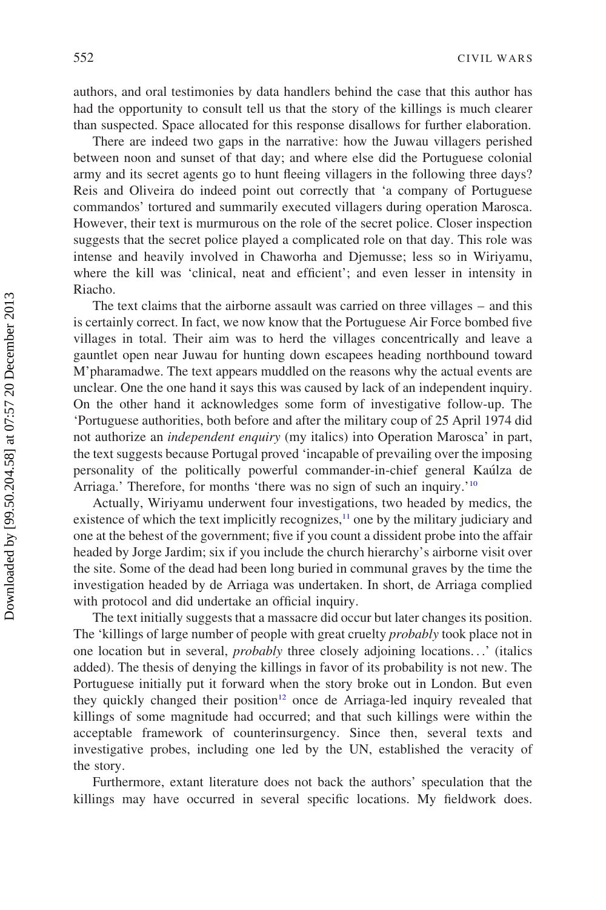authors, and oral testimonies by data handlers behind the case that this author has had the opportunity to consult tell us that the story of the killings is much clearer than suspected. Space allocated for this response disallows for further elaboration.

There are indeed two gaps in the narrative: how the Juwau villagers perished between noon and sunset of that day; and where else did the Portuguese colonial army and its secret agents go to hunt fleeing villagers in the following three days? Reis and Oliveira do indeed point out correctly that 'a company of Portuguese commandos' tortured and summarily executed villagers during operation Marosca. However, their text is murmurous on the role of the secret police. Closer inspection suggests that the secret police played a complicated role on that day. This role was intense and heavily involved in Chaworha and Djemusse; less so in Wiriyamu, where the kill was 'clinical, neat and efficient'; and even lesser in intensity in Riacho.

The text claims that the airborne assault was carried on three villages – and this is certainly correct. In fact, we now know that the Portuguese Air Force bombed five villages in total. Their aim was to herd the villages concentrically and leave a gauntlet open near Juwau for hunting down escapees heading northbound toward M'pharamadwe. The text appears muddled on the reasons why the actual events are unclear. One the one hand it says this was caused by lack of an independent inquiry. On the other hand it acknowledges some form of investigative follow-up. The 'Portuguese authorities, both before and after the military coup of 25 April 1974 did not authorize an *independent enquiry* (my italics) into Operation Marosca' in part, the text suggests because Portugal proved 'incapable of prevailing over the imposing personality of the politically powerful commander-in-chief general Kaúlza de Arriaga.' Therefore, for months 'there was no sign of such an inquiry.'[10]

Actually, Wiriyamu underwent four investigations, two headed by medics, the existence of which the text implicitly recognizes,[11] one by the military judiciary and one at the behest of the government; five if you count a dissident probe into the affair headed by Jorge Jardim; six if you include the church hierarchy's airborne visit over the site. Some of the dead had been long buried in communal graves by the time the investigation headed by de Arriaga was undertaken. In short, de Arriaga complied with protocol and did undertake an official inquiry.

The text initially suggests that a massacre did occur but later changes its position. The 'killings of large number of people with great cruelty *probably* took place not in one location but in several, *probably* three closely adjoining locations…' (italics added). The thesis of denying the killings in favor of its probability is not new. The Portuguese initially put it forward when the story broke out in London. But even they quickly changed their position[12] once de Arriaga-led inquiry revealed that killings of some magnitude had occurred; and that such killings were within the acceptable framework of counterinsurgency. Since then, several texts and investigative probes, including one led by the UN, established the veracity of the story.

Furthermore, extant literature does not back the authors' speculation that the killings may have occurred in several specific locations. My fieldwork does.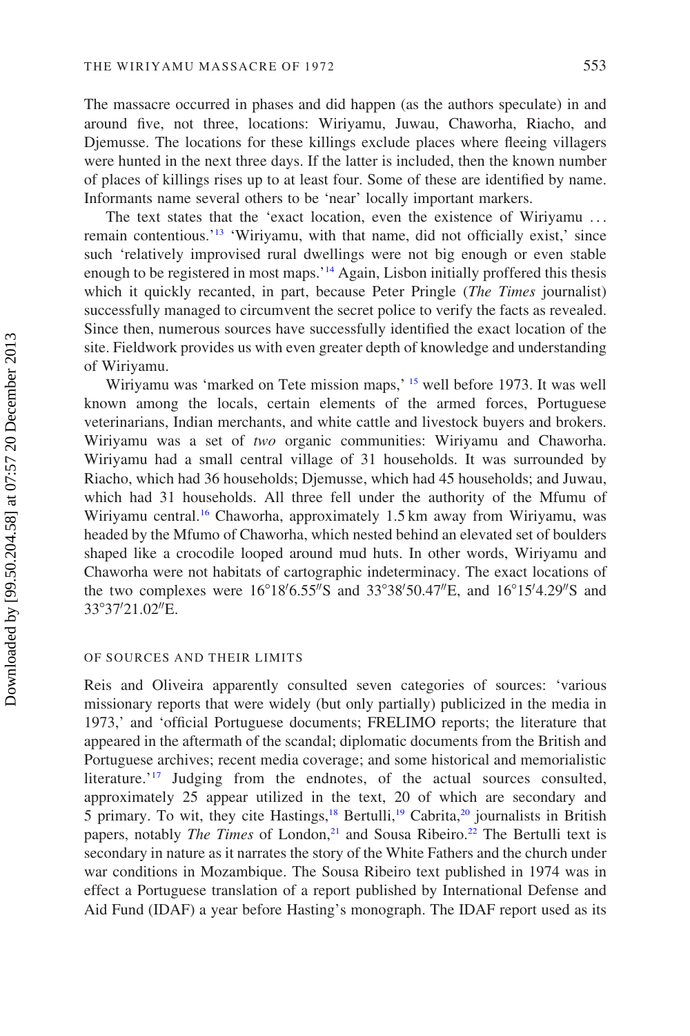The massacre occurred in phases and did happen (as the authors speculate) in and around five, not three, locations: Wiriyamu, Juwau, Chaworha, Riacho, and Djemusse. The locations for these killings exclude places where fleeing villagers were hunted in the next three days. If the latter is included, then the known number of places of killings rises up to at least four. Some of these are identified by name. Informants name several others to be 'near' locally important markers.

The text states that the 'exact location, even the existence of Wiriyamu … remain contentious.'[13] 'Wiriyamu, with that name, did not officially exist,' since such 'relatively improvised rural dwellings were not big enough or even stable enough to be registered in most maps.'[14] Again, Lisbon initially proffered this thesis which it quickly recanted, in part, because Peter Pringle (*The Times* journalist) successfully managed to circumvent the secret police to verify the facts as revealed. Since then, numerous sources have successfully identified the exact location of the site. Fieldwork provides us with even greater depth of knowledge and understanding of Wiriyamu.

Wiriyamu was 'marked on Tete mission maps,' [15] well before 1973. It was well known among the locals, certain elements of the armed forces, Portuguese veterinarians, Indian merchants, and white cattle and livestock buyers and brokers. Wiriyamu was a set of *two* organic communities: Wiriyamu and Chaworha. Wiriyamu had a small central village of 31 households. It was surrounded by Riacho, which had 36 households; Djemusse, which had 45 households; and Juwau, which had 31 households. All three fell under the authority of the Mfumu of Wiriyamu central.[16] Chaworha, approximately 1.5 km away from Wiriyamu, was headed by the Mfumo of Chaworha, which nested behind an elevated set of boulders shaped like a crocodile looped around mud huts. In other words, Wiriyamu and Chaworha were not habitats of cartographic indeterminacy. The exact locations of the two complexes were 16°18′6.55″S and 33°38′50.47″E, and 16°15′4.29″S and 33°37′21.02″E.

## OF SOURCES AND THEIR LIMITS

Reis and Oliveira apparently consulted seven categories of sources: 'various missionary reports that were widely (but only partially) publicized in the media in 1973,' and 'official Portuguese documents; FRELIMO reports; the literature that appeared in the aftermath of the scandal; diplomatic documents from the British and Portuguese archives; recent media coverage; and some historical and memorialistic literature.'[17] Judging from the endnotes, of the actual sources consulted, approximately 25 appear utilized in the text, 20 of which are secondary and 5 primary. To wit, they cite Hastings,[18] Bertulli,[19] Cabrita,[20] journalists in British papers, notably *The Times* of London,[21] and Sousa Ribeiro.[22] The Bertulli text is secondary in nature as it narrates the story of the White Fathers and the church under war conditions in Mozambique. The Sousa Ribeiro text published in 1974 was in effect a Portuguese translation of a report published by International Defense and Aid Fund (IDAF) a year before Hasting's monograph. The IDAF report used as its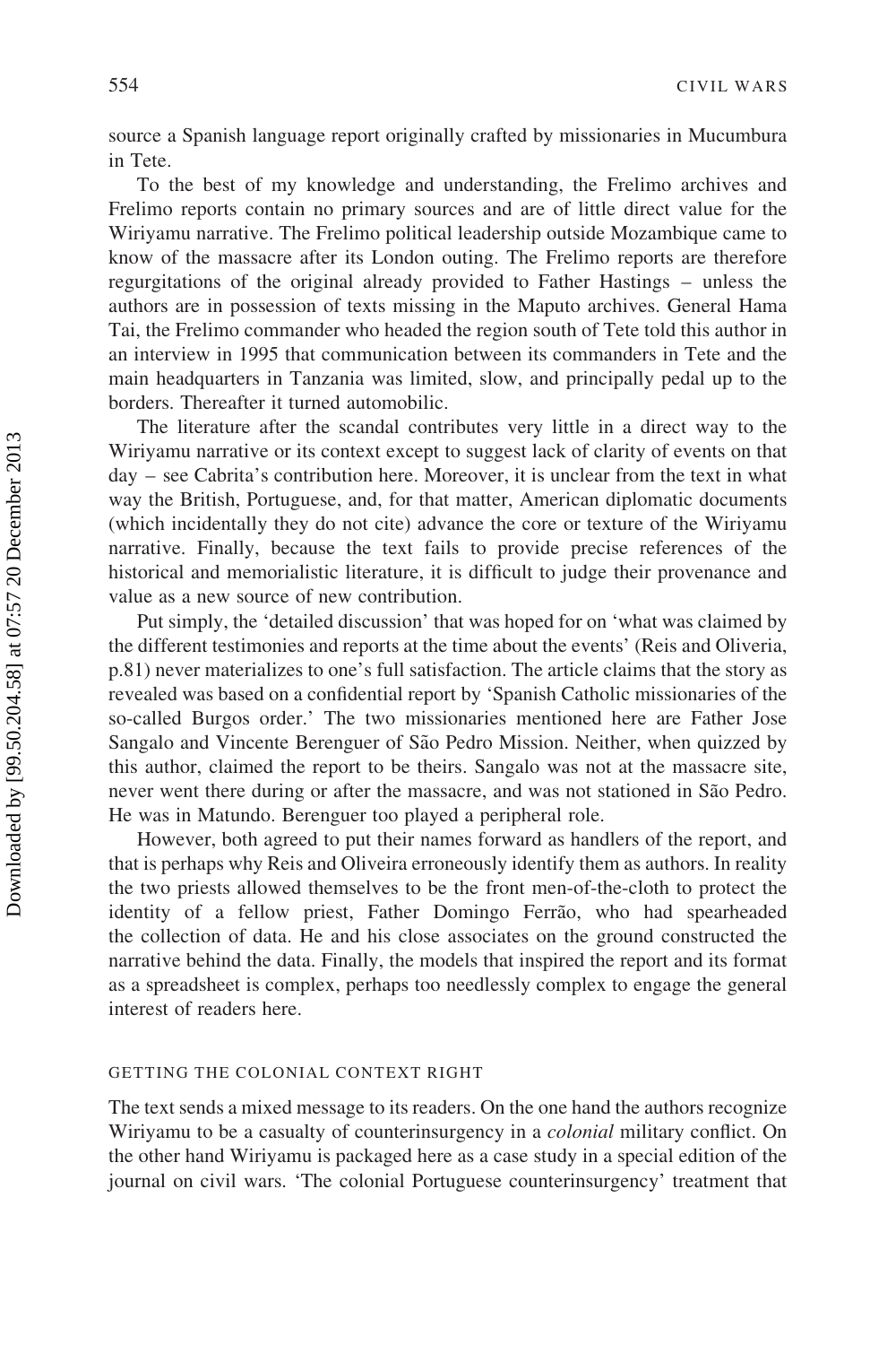source a Spanish language report originally crafted by missionaries in Mucumbura in Tete.

To the best of my knowledge and understanding, the Frelimo archives and Frelimo reports contain no primary sources and are of little direct value for the Wiriyamu narrative. The Frelimo political leadership outside Mozambique came to know of the massacre after its London outing. The Frelimo reports are therefore regurgitations of the original already provided to Father Hastings – unless the authors are in possession of texts missing in the Maputo archives. General Hama Tai, the Frelimo commander who headed the region south of Tete told this author in an interview in 1995 that communication between its commanders in Tete and the main headquarters in Tanzania was limited, slow, and principally pedal up to the borders. Thereafter it turned automobilic.

The literature after the scandal contributes very little in a direct way to the Wiriyamu narrative or its context except to suggest lack of clarity of events on that day – see Cabrita's contribution here. Moreover, it is unclear from the text in what way the British, Portuguese, and, for that matter, American diplomatic documents (which incidentally they do not cite) advance the core or texture of the Wiriyamu narrative. Finally, because the text fails to provide precise references of the historical and memorialistic literature, it is difficult to judge their provenance and value as a new source of new contribution.

Put simply, the 'detailed discussion' that was hoped for on 'what was claimed by the different testimonies and reports at the time about the events' (Reis and Oliveria, p.81) never materializes to one's full satisfaction. The article claims that the story as revealed was based on a confidential report by 'Spanish Catholic missionaries of the so-called Burgos order.' The two missionaries mentioned here are Father Jose Sangalo and Vincente Berenguer of São Pedro Mission. Neither, when quizzed by this author, claimed the report to be theirs. Sangalo was not at the massacre site, never went there during or after the massacre, and was not stationed in São Pedro. He was in Matundo. Berenguer too played a peripheral role.

However, both agreed to put their names forward as handlers of the report, and that is perhaps why Reis and Oliveira erroneously identify them as authors. In reality the two priests allowed themselves to be the front men-of-the-cloth to protect the identity of a fellow priest, Father Domingo Ferrão, who had spearheaded the collection of data. He and his close associates on the ground constructed the narrative behind the data. Finally, the models that inspired the report and its format as a spreadsheet is complex, perhaps too needlessly complex to engage the general interest of readers here.

## GETTING THE COLONIAL CONTEXT RIGHT

The text sends a mixed message to its readers. On the one hand the authors recognize Wiriyamu to be a casualty of counterinsurgency in a *colonial* military conflict. On the other hand Wiriyamu is packaged here as a case study in a special edition of the journal on civil wars. 'The colonial Portuguese counterinsurgency' treatment that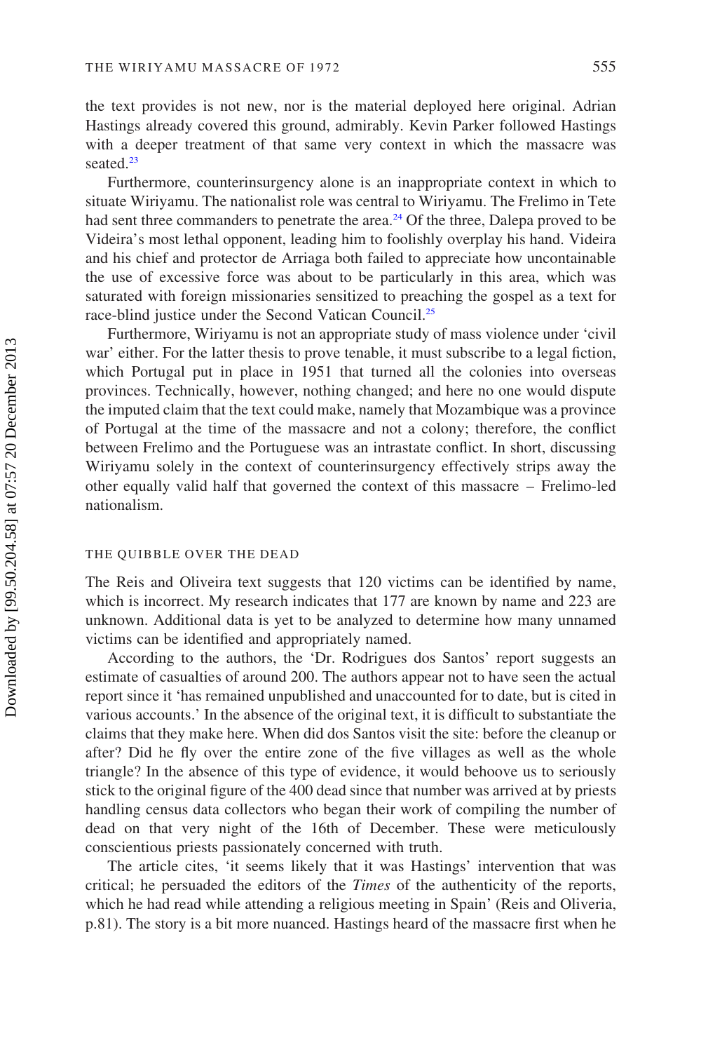the text provides is not new, nor is the material deployed here original. Adrian Hastings already covered this ground, admirably. Kevin Parker followed Hastings with a deeper treatment of that same very context in which the massacre was seated.[23]

Furthermore, counterinsurgency alone is an inappropriate context in which to situate Wiriyamu. The nationalist role was central to Wiriyamu. The Frelimo in Tete had sent three commanders to penetrate the area.[24] Of the three, Dalepa proved to be Videira's most lethal opponent, leading him to foolishly overplay his hand. Videira and his chief and protector de Arriaga both failed to appreciate how uncontainable the use of excessive force was about to be particularly in this area, which was saturated with foreign missionaries sensitized to preaching the gospel as a text for race-blind justice under the Second Vatican Council.[25]

Furthermore, Wiriyamu is not an appropriate study of mass violence under 'civil war' either. For the latter thesis to prove tenable, it must subscribe to a legal fiction, which Portugal put in place in 1951 that turned all the colonies into overseas provinces. Technically, however, nothing changed; and here no one would dispute the imputed claim that the text could make, namely that Mozambique was a province of Portugal at the time of the massacre and not a colony; therefore, the conflict between Frelimo and the Portuguese was an intrastate conflict. In short, discussing Wiriyamu solely in the context of counterinsurgency effectively strips away the other equally valid half that governed the context of this massacre – Frelimo-led nationalism.

## THE QUIBBLE OVER THE DEAD

The Reis and Oliveira text suggests that 120 victims can be identified by name, which is incorrect. My research indicates that 177 are known by name and 223 are unknown. Additional data is yet to be analyzed to determine how many unnamed victims can be identified and appropriately named.

According to the authors, the 'Dr. Rodrigues dos Santos' report suggests an estimate of casualties of around 200. The authors appear not to have seen the actual report since it 'has remained unpublished and unaccounted for to date, but is cited in various accounts.' In the absence of the original text, it is difficult to substantiate the claims that they make here. When did dos Santos visit the site: before the cleanup or after? Did he fly over the entire zone of the five villages as well as the whole triangle? In the absence of this type of evidence, it would behoove us to seriously stick to the original figure of the 400 dead since that number was arrived at by priests handling census data collectors who began their work of compiling the number of dead on that very night of the 16th of December. These were meticulously conscientious priests passionately concerned with truth.

The article cites, 'it seems likely that it was Hastings' intervention that was critical; he persuaded the editors of the *Times* of the authenticity of the reports, which he had read while attending a religious meeting in Spain' (Reis and Oliveria, p.81). The story is a bit more nuanced. Hastings heard of the massacre first when he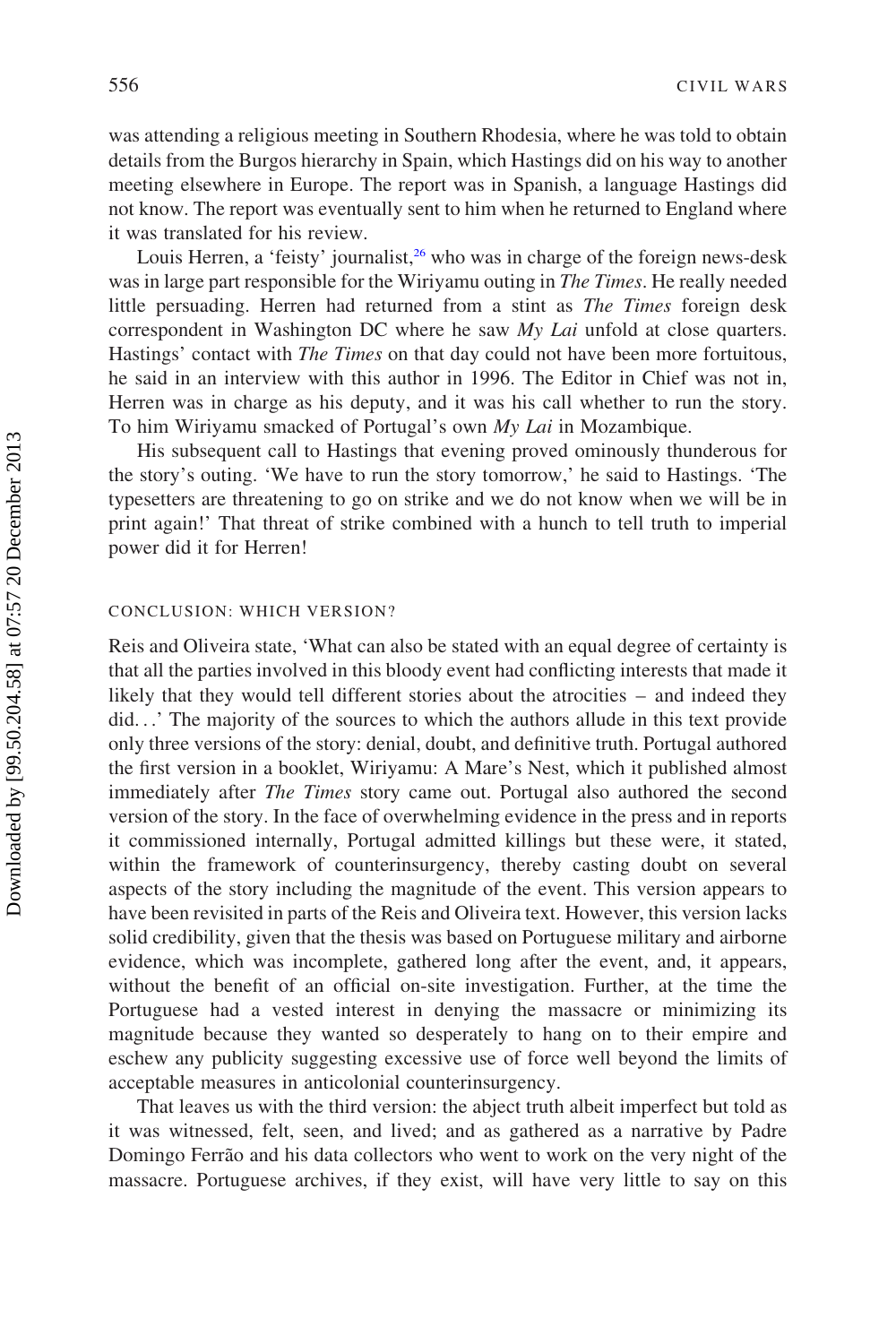was attending a religious meeting in Southern Rhodesia, where he was told to obtain details from the Burgos hierarchy in Spain, which Hastings did on his way to another meeting elsewhere in Europe. The report was in Spanish, a language Hastings did not know. The report was eventually sent to him when he returned to England where it was translated for his review.

Louis Herren, a 'feisty' journalist,[26] who was in charge of the foreign news-desk was in large part responsible for the Wiriyamu outing in *The Times*. He really needed little persuading. Herren had returned from a stint as *The Times* foreign desk correspondent in Washington DC where he saw *My Lai* unfold at close quarters. Hastings' contact with *The Times* on that day could not have been more fortuitous, he said in an interview with this author in 1996. The Editor in Chief was not in, Herren was in charge as his deputy, and it was his call whether to run the story. To him Wiriyamu smacked of Portugal's own *My Lai* in Mozambique.

His subsequent call to Hastings that evening proved ominously thunderous for the story's outing. 'We have to run the story tomorrow,' he said to Hastings. 'The typesetters are threatening to go on strike and we do not know when we will be in print again!' That threat of strike combined with a hunch to tell truth to imperial power did it for Herren!

## CONCLUSION: WHICH VERSION?

Reis and Oliveira state, 'What can also be stated with an equal degree of certainty is that all the parties involved in this bloody event had conflicting interests that made it likely that they would tell different stories about the atrocities – and indeed they did…' The majority of the sources to which the authors allude in this text provide only three versions of the story: denial, doubt, and definitive truth. Portugal authored the first version in a booklet, Wiriyamu: A Mare's Nest, which it published almost immediately after *The Times* story came out. Portugal also authored the second version of the story. In the face of overwhelming evidence in the press and in reports it commissioned internally, Portugal admitted killings but these were, it stated, within the framework of counterinsurgency, thereby casting doubt on several aspects of the story including the magnitude of the event. This version appears to have been revisited in parts of the Reis and Oliveira text. However, this version lacks solid credibility, given that the thesis was based on Portuguese military and airborne evidence, which was incomplete, gathered long after the event, and, it appears, without the benefit of an official on-site investigation. Further, at the time the Portuguese had a vested interest in denying the massacre or minimizing its magnitude because they wanted so desperately to hang on to their empire and eschew any publicity suggesting excessive use of force well beyond the limits of acceptable measures in anticolonial counterinsurgency.

That leaves us with the third version: the abject truth albeit imperfect but told as it was witnessed, felt, seen, and lived; and as gathered as a narrative by Padre Domingo Ferrão and his data collectors who went to work on the very night of the massacre. Portuguese archives, if they exist, will have very little to say on this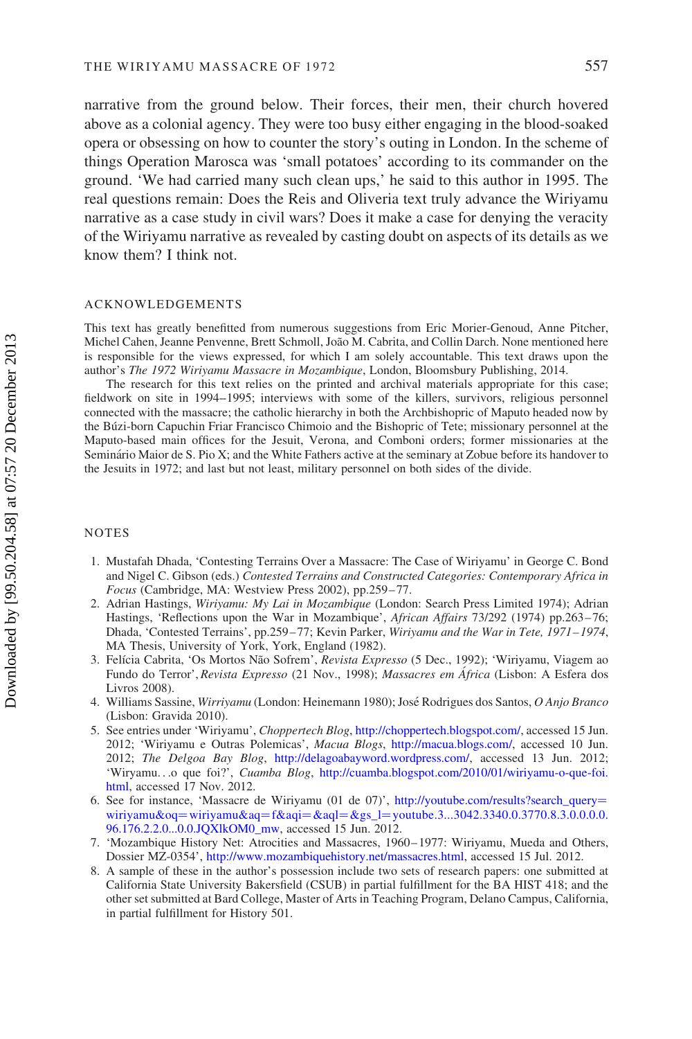narrative from the ground below. Their forces, their men, their church hovered above as a colonial agency. They were too busy either engaging in the blood-soaked opera or obsessing on how to counter the story's outing in London. In the scheme of things Operation Marosca was 'small potatoes' according to its commander on the ground. 'We had carried many such clean ups,' he said to this author in 1995. The real questions remain: Does the Reis and Oliveria text truly advance the Wiriyamu narrative as a case study in civil wars? Does it make a case for denying the veracity of the Wiriyamu narrative as revealed by casting doubt on aspects of its details as we know them? I think not.

## ACKNOWLEDGEMENTS

This text has greatly benefitted from numerous suggestions from Eric Morier-Genoud, Anne Pitcher, Michel Cahen, Jeanne Penvenne, Brett Schmoll, João M. Cabrita, and Collin Darch. None mentioned here is responsible for the views expressed, for which I am solely accountable. This text draws upon the author's *The 1972 Wiriyamu Massacre in Mozambique*, London, Bloomsbury Publishing, 2014.

The research for this text relies on the printed and archival materials appropriate for this case; fieldwork on site in 1994–1995; interviews with some of the killers, survivors, religious personnel connected with the massacre; the catholic hierarchy in both the Archbishopric of Maputo headed now by the Búzi-born Capuchin Friar Francisco Chimoio and the Bishopric of Tete; missionary personnel at the Maputo-based main offices for the Jesuit, Verona, and Comboni orders; former missionaries at the Seminário Maior de S. Pio X; and the White Fathers active at the seminary at Zobue before its handover to the Jesuits in 1972; and last but not least, military personnel on both sides of the divide.

## NOTES

1. Mustafah Dhada, 'Contesting Terrains Over a Massacre: The Case of Wiriyamu' in George C. Bond and Nigel C. Gibson (eds.) *Contested Terrains and Constructed Categories: Contemporary Africa in Focus* (Cambridge, MA: Westview Press 2002), pp.259–77.
2. Adrian Hastings, *Wiriyamu: My Lai in Mozambique* (London: Search Press Limited 1974); Adrian Hastings, 'Reflections upon the War in Mozambique', *African Affairs* 73/292 (1974) pp.263–76; Dhada, 'Contested Terrains', pp.259–77; Kevin Parker, *Wiriyamu and the War in Tete, 1971–1974*, MA Thesis, University of York, York, England (1982).
3. Felícia Cabrita, 'Os Mortos Não Sofrem', *Revista Expresso* (5 Dec., 1992); 'Wiriyamu, Viagem ao Fundo do Terror', *Revista Expresso* (21 Nov., 1998); *Massacres em África* (Lisbon: A Esfera dos Livros 2008).
4. Williams Sassine, *Wirriyamu* (London: Heinemann 1980); José Rodrigues dos Santos, *O Anjo Branco* (Lisbon: Gravida 2010).
5. See entries under 'Wiriyamu', *Choppertech Blog*, http://choppertech.blogspot.com/, accessed 15 Jun. 2012; 'Wiriyamu e Outras Polemicas', *Macua Blogs*, http://macua.blogs.com/, accessed 10 Jun. 2012; *The Delgoa Bay Blog*, http://delagoabayword.wordpress.com/, accessed 13 Jun. 2012; 'Wiryamu. . .o que foi?', *Cuamba Blog*, http://cuamba.blogspot.com/2010/01/wiriyamu-o-que-foi.html, accessed 17 Nov. 2012.
6. See for instance, 'Massacre de Wiriyamu (01 de 07)', http://youtube.com/results?search_query=wiriyamu&oq=wiriyamu&aq=f&aqi=&aql=&gs_l=youtube.3...3042.3340.0.3770.8.3.0.0.0.0.96.176.2.2.0...0.0.JQXlkOM0_mw, accessed 15 Jun. 2012.
7. 'Mozambique History Net: Atrocities and Massacres, 1960–1977: Wiriyamu, Mueda and Others, Dossier MZ-0354', http://www.mozambiquehistory.net/massacres.html, accessed 15 Jul. 2012.
8. A sample of these in the author's possession include two sets of research papers: one submitted at California State University Bakersfield (CSUB) in partial fulfillment for the BA HIST 418; and the other set submitted at Bard College, Master of Arts in Teaching Program, Delano Campus, California, in partial fulfillment for History 501.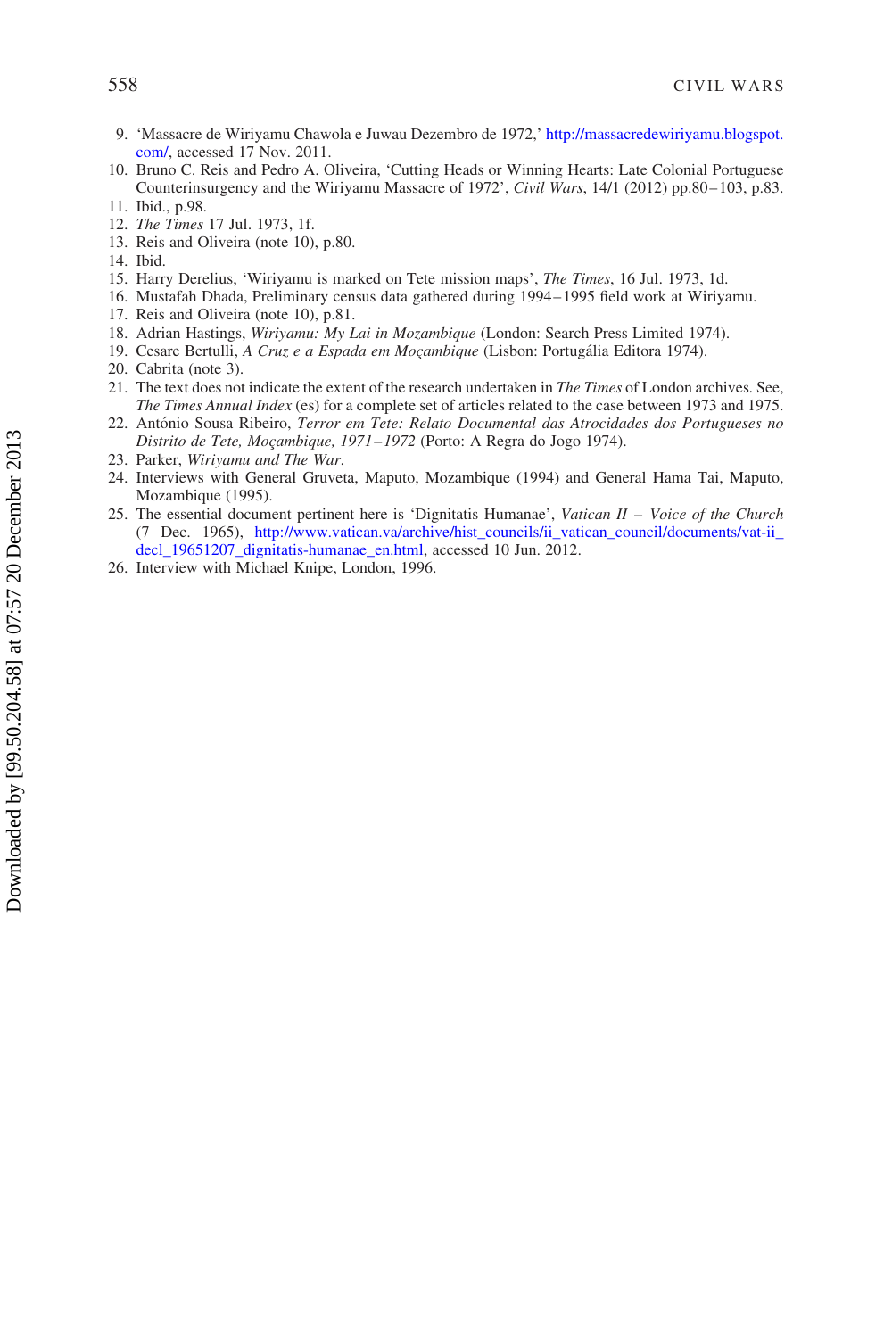9. 'Massacre de Wiriyamu Chawola e Juwau Dezembro de 1972,' http://massacredewiriyamu.blogspot.com/, accessed 17 Nov. 2011.
10. Bruno C. Reis and Pedro A. Oliveira, 'Cutting Heads or Winning Hearts: Late Colonial Portuguese Counterinsurgency and the Wiriyamu Massacre of 1972', *Civil Wars*, 14/1 (2012) pp.80–103, p.83.
11. Ibid., p.98.
12. *The Times* 17 Jul. 1973, 1f.
13. Reis and Oliveira (note 10), p.80.
14. Ibid.
15. Harry Derelius, 'Wiriyamu is marked on Tete mission maps', *The Times*, 16 Jul. 1973, 1d.
16. Mustafah Dhada, Preliminary census data gathered during 1994–1995 field work at Wiriyamu.
17. Reis and Oliveira (note 10), p.81.
18. Adrian Hastings, *Wiriyamu: My Lai in Mozambique* (London: Search Press Limited 1974).
19. Cesare Bertulli, *A Cruz e a Espada em Moçambique* (Lisbon: Portugália Editora 1974).
20. Cabrita (note 3).
21. The text does not indicate the extent of the research undertaken in *The Times* of London archives. See, *The Times Annual Index* (es) for a complete set of articles related to the case between 1973 and 1975.
22. António Sousa Ribeiro, *Terror em Tete: Relato Documental das Atrocidades dos Portugueses no Distrito de Tete, Moçambique, 1971–1972* (Porto: A Regra do Jogo 1974).
23. Parker, *Wiriyamu and The War*.
24. Interviews with General Gruveta, Maputo, Mozambique (1994) and General Hama Tai, Maputo, Mozambique (1995).
25. The essential document pertinent here is 'Dignitatis Humanae', *Vatican II – Voice of the Church* (7 Dec. 1965), http://www.vatican.va/archive/hist_councils/ii_vatican_council/documents/vat-ii_decl_19651207_dignitatis-humanae_en.html, accessed 10 Jun. 2012.
26. Interview with Michael Knipe, London, 1996.